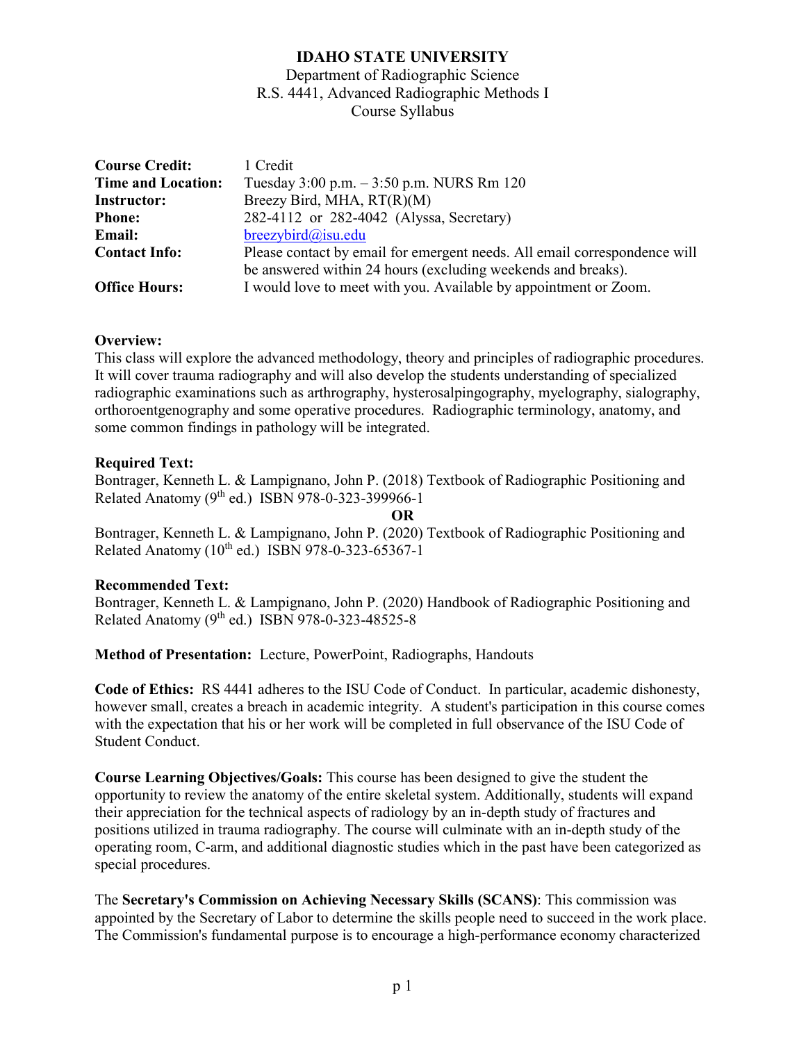# IDAHO STATE UNIVERSITY

Department of Radiographic Science
R.S. 4441, Advanced Radiographic Methods I
Course Syllabus

| | |
|---|---|
| **Course Credit:** | 1 Credit |
| **Time and Location:** | Tuesday 3:00 p.m. – 3:50 p.m. NURS Rm 120 |
| **Instructor:** | Breezy Bird, MHA, RT(R)(M) |
| **Phone:** | 282-4112 or 282-4042 (Alyssa, Secretary) |
| **Email:** | breezybird@isu.edu |
| **Contact Info:** | Please contact by email for emergent needs. All email correspondence will be answered within 24 hours (excluding weekends and breaks). |
| **Office Hours:** | I would love to meet with you. Available by appointment or Zoom. |

**Overview:**
This class will explore the advanced methodology, theory and principles of radiographic procedures. It will cover trauma radiography and will also develop the students understanding of specialized radiographic examinations such as arthrography, hysterosalpingography, myelography, sialography, orthoroentgenography and some operative procedures. Radiographic terminology, anatomy, and some common findings in pathology will be integrated.

**Required Text:**
Bontrager, Kenneth L. & Lampignano, John P. (2018) Textbook of Radiographic Positioning and Related Anatomy (9th ed.) ISBN 978-0-323-399966-1

**OR**

Bontrager, Kenneth L. & Lampignano, John P. (2020) Textbook of Radiographic Positioning and Related Anatomy (10th ed.) ISBN 978-0-323-65367-1

**Recommended Text:**
Bontrager, Kenneth L. & Lampignano, John P. (2020) Handbook of Radiographic Positioning and Related Anatomy (9th ed.) ISBN 978-0-323-48525-8

**Method of Presentation:** Lecture, PowerPoint, Radiographs, Handouts

**Code of Ethics:** RS 4441 adheres to the ISU Code of Conduct. In particular, academic dishonesty, however small, creates a breach in academic integrity. A student's participation in this course comes with the expectation that his or her work will be completed in full observance of the ISU Code of Student Conduct.

**Course Learning Objectives/Goals:** This course has been designed to give the student the opportunity to review the anatomy of the entire skeletal system. Additionally, students will expand their appreciation for the technical aspects of radiology by an in-depth study of fractures and positions utilized in trauma radiography. The course will culminate with an in-depth study of the operating room, C-arm, and additional diagnostic studies which in the past have been categorized as special procedures.

The **Secretary's Commission on Achieving Necessary Skills (SCANS)**: This commission was appointed by the Secretary of Labor to determine the skills people need to succeed in the work place. The Commission's fundamental purpose is to encourage a high-performance economy characterized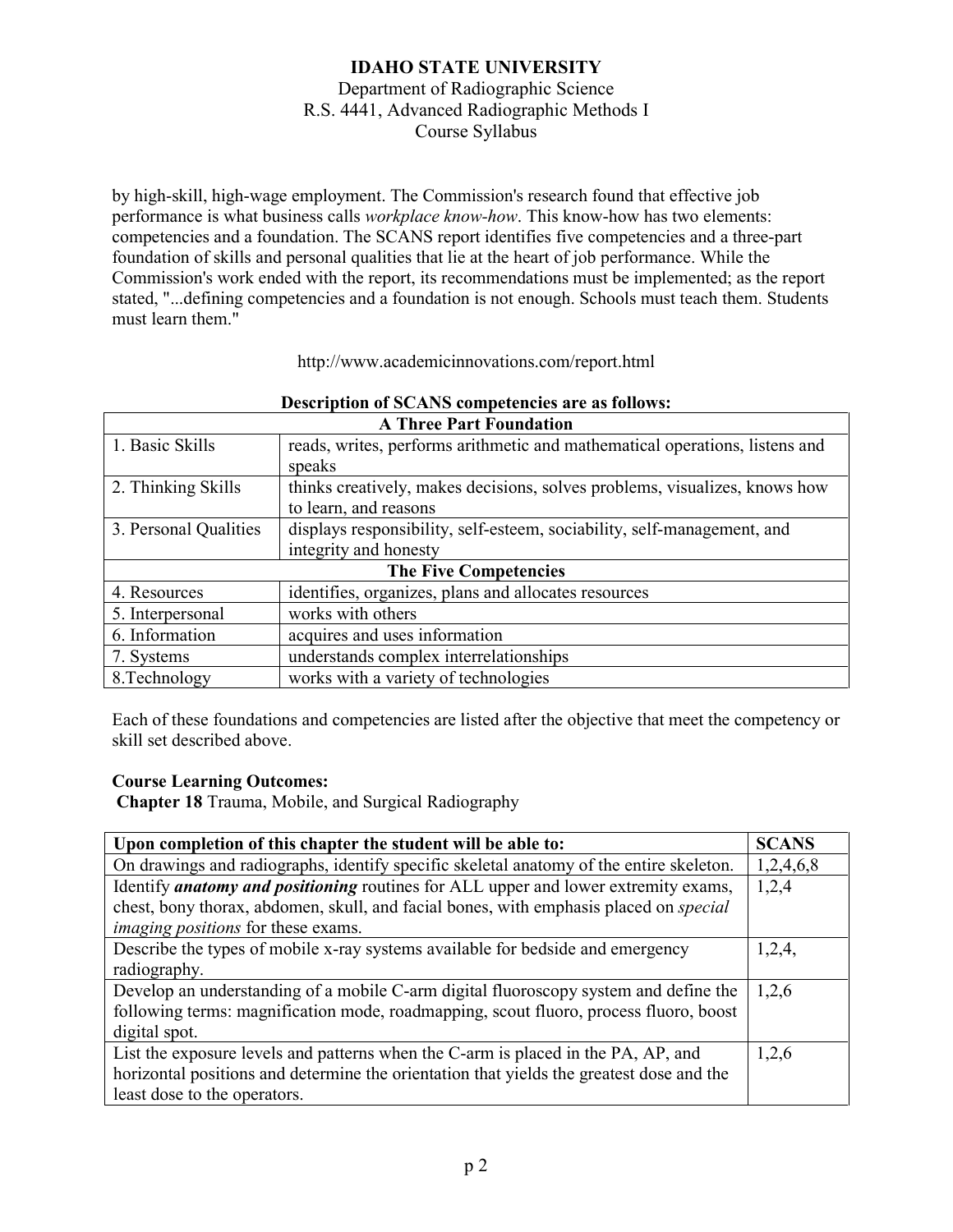by high-skill, high-wage employment. The Commission's research found that effective job performance is what business calls *workplace know-how*. This know-how has two elements: competencies and a foundation. The SCANS report identifies five competencies and a three-part foundation of skills and personal qualities that lie at the heart of job performance. While the Commission's work ended with the report, its recommendations must be implemented; as the report stated, "...defining competencies and a foundation is not enough. Schools must teach them. Students must learn them."

http://www.academicinnovations.com/report.html

**Description of SCANS competencies are as follows:**

| **A Three Part Foundation** | |
|---|---|
| 1. Basic Skills | reads, writes, performs arithmetic and mathematical operations, listens and speaks |
| 2. Thinking Skills | thinks creatively, makes decisions, solves problems, visualizes, knows how to learn, and reasons |
| 3. Personal Qualities | displays responsibility, self-esteem, sociability, self-management, and integrity and honesty |
| **The Five Competencies** | |
| 4. Resources | identifies, organizes, plans and allocates resources |
| 5. Interpersonal | works with others |
| 6. Information | acquires and uses information |
| 7. Systems | understands complex interrelationships |
| 8.Technology | works with a variety of technologies |

Each of these foundations and competencies are listed after the objective that meet the competency or skill set described above.

**Course Learning Outcomes:**

**Chapter 18** Trauma, Mobile, and Surgical Radiography

| Upon completion of this chapter the student will be able to: | SCANS |
|---|---|
| On drawings and radiographs, identify specific skeletal anatomy of the entire skeleton. | 1,2,4,6,8 |
| Identify ***anatomy and positioning*** routines for ALL upper and lower extremity exams, chest, bony thorax, abdomen, skull, and facial bones, with emphasis placed on *special imaging positions* for these exams. | 1,2,4 |
| Describe the types of mobile x-ray systems available for bedside and emergency radiography. | 1,2,4, |
| Develop an understanding of a mobile C-arm digital fluoroscopy system and define the following terms: magnification mode, roadmapping, scout fluoro, process fluoro, boost digital spot. | 1,2,6 |
| List the exposure levels and patterns when the C-arm is placed in the PA, AP, and horizontal positions and determine the orientation that yields the greatest dose and the least dose to the operators. | 1,2,6 |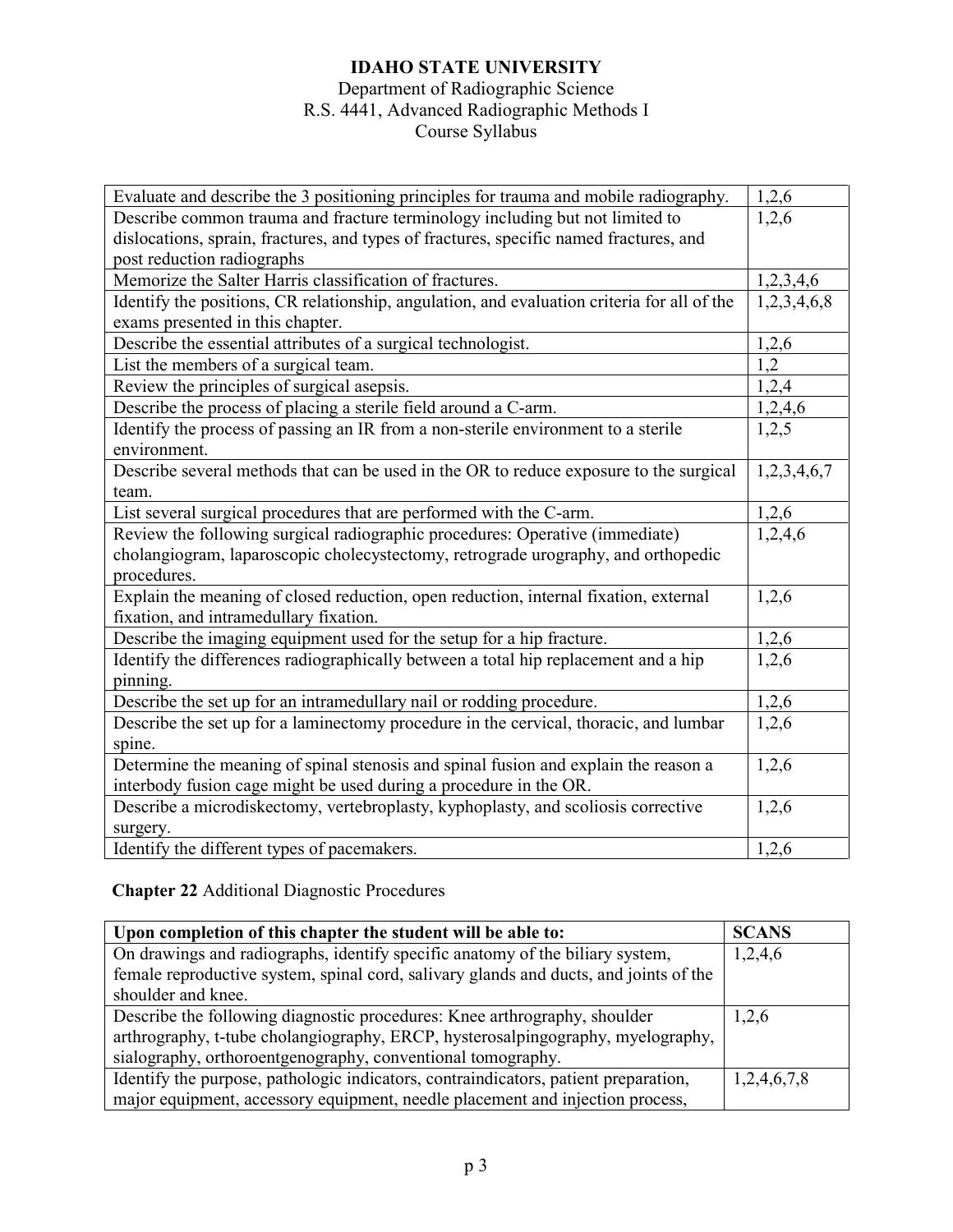| | |
|---|---|
| Evaluate and describe the 3 positioning principles for trauma and mobile radiography. | 1,2,6 |
| Describe common trauma and fracture terminology including but not limited to dislocations, sprain, fractures, and types of fractures, specific named fractures, and post reduction radiographs | 1,2,6 |
| Memorize the Salter Harris classification of fractures. | 1,2,3,4,6 |
| Identify the positions, CR relationship, angulation, and evaluation criteria for all of the exams presented in this chapter. | 1,2,3,4,6,8 |
| Describe the essential attributes of a surgical technologist. | 1,2,6 |
| List the members of a surgical team. | 1,2 |
| Review the principles of surgical asepsis. | 1,2,4 |
| Describe the process of placing a sterile field around a C-arm. | 1,2,4,6 |
| Identify the process of passing an IR from a non-sterile environment to a sterile environment. | 1,2,5 |
| Describe several methods that can be used in the OR to reduce exposure to the surgical team. | 1,2,3,4,6,7 |
| List several surgical procedures that are performed with the C-arm. | 1,2,6 |
| Review the following surgical radiographic procedures: Operative (immediate) cholangiogram, laparoscopic cholecystectomy, retrograde urography, and orthopedic procedures. | 1,2,4,6 |
| Explain the meaning of closed reduction, open reduction, internal fixation, external fixation, and intramedullary fixation. | 1,2,6 |
| Describe the imaging equipment used for the setup for a hip fracture. | 1,2,6 |
| Identify the differences radiographically between a total hip replacement and a hip pinning. | 1,2,6 |
| Describe the set up for an intramedullary nail or rodding procedure. | 1,2,6 |
| Describe the set up for a laminectomy procedure in the cervical, thoracic, and lumbar spine. | 1,2,6 |
| Determine the meaning of spinal stenosis and spinal fusion and explain the reason a interbody fusion cage might be used during a procedure in the OR. | 1,2,6 |
| Describe a microdiskectomy, vertebroplasty, kyphoplasty, and scoliosis corrective surgery. | 1,2,6 |
| Identify the different types of pacemakers. | 1,2,6 |

**Chapter 22** Additional Diagnostic Procedures

| Upon completion of this chapter the student will be able to: | SCANS |
|---|---|
| On drawings and radiographs, identify specific anatomy of the biliary system, female reproductive system, spinal cord, salivary glands and ducts, and joints of the shoulder and knee. | 1,2,4,6 |
| Describe the following diagnostic procedures: Knee arthrography, shoulder arthrography, t-tube cholangiography, ERCP, hysterosalpingography, myelography, sialography, orthoroentgenography, conventional tomography. | 1,2,6 |
| Identify the purpose, pathologic indicators, contraindicators, patient preparation, major equipment, accessory equipment, needle placement and injection process, | 1,2,4,6,7,8 |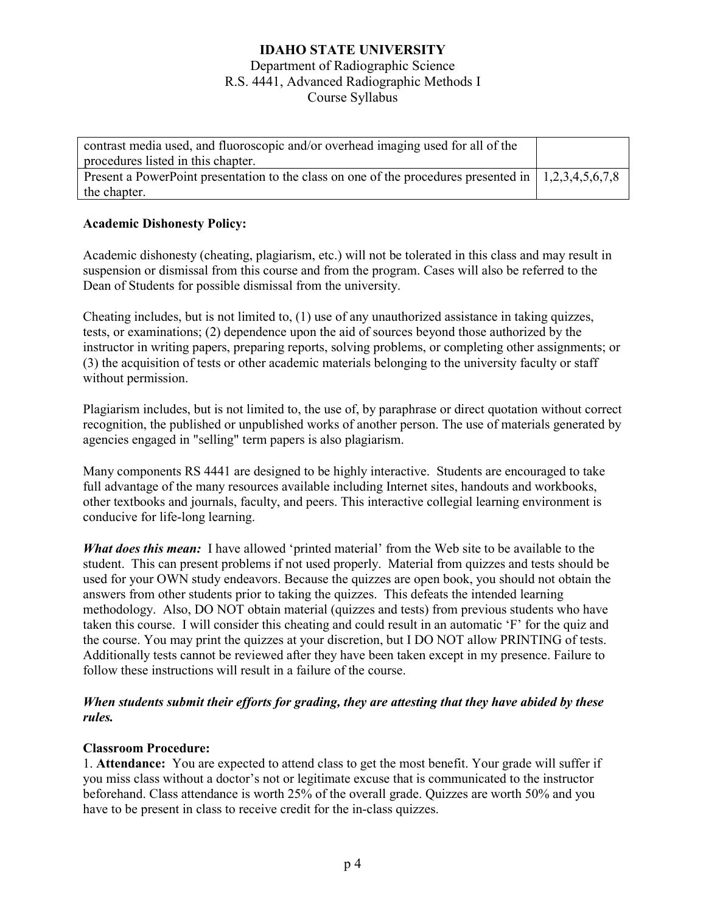| | |
|---|---|
| contrast media used, and fluoroscopic and/or overhead imaging used for all of the procedures listed in this chapter. | |
| Present a PowerPoint presentation to the class on one of the procedures presented in the chapter. | 1,2,3,4,5,6,7,8 |

**Academic Dishonesty Policy:**

Academic dishonesty (cheating, plagiarism, etc.) will not be tolerated in this class and may result in suspension or dismissal from this course and from the program. Cases will also be referred to the Dean of Students for possible dismissal from the university.

Cheating includes, but is not limited to, (1) use of any unauthorized assistance in taking quizzes, tests, or examinations; (2) dependence upon the aid of sources beyond those authorized by the instructor in writing papers, preparing reports, solving problems, or completing other assignments; or (3) the acquisition of tests or other academic materials belonging to the university faculty or staff without permission.

Plagiarism includes, but is not limited to, the use of, by paraphrase or direct quotation without correct recognition, the published or unpublished works of another person. The use of materials generated by agencies engaged in "selling" term papers is also plagiarism.

Many components RS 4441 are designed to be highly interactive. Students are encouraged to take full advantage of the many resources available including Internet sites, handouts and workbooks, other textbooks and journals, faculty, and peers. This interactive collegial learning environment is conducive for life-long learning.

***What does this mean:*** I have allowed 'printed material' from the Web site to be available to the student. This can present problems if not used properly. Material from quizzes and tests should be used for your OWN study endeavors. Because the quizzes are open book, you should not obtain the answers from other students prior to taking the quizzes. This defeats the intended learning methodology. Also, DO NOT obtain material (quizzes and tests) from previous students who have taken this course. I will consider this cheating and could result in an automatic 'F' for the quiz and the course. You may print the quizzes at your discretion, but I DO NOT allow PRINTING of tests. Additionally tests cannot be reviewed after they have been taken except in my presence. Failure to follow these instructions will result in a failure of the course.

***When students submit their efforts for grading, they are attesting that they have abided by these rules.***

**Classroom Procedure:**

1. **Attendance:** You are expected to attend class to get the most benefit. Your grade will suffer if you miss class without a doctor's not or legitimate excuse that is communicated to the instructor beforehand. Class attendance is worth 25% of the overall grade. Quizzes are worth 50% and you have to be present in class to receive credit for the in-class quizzes.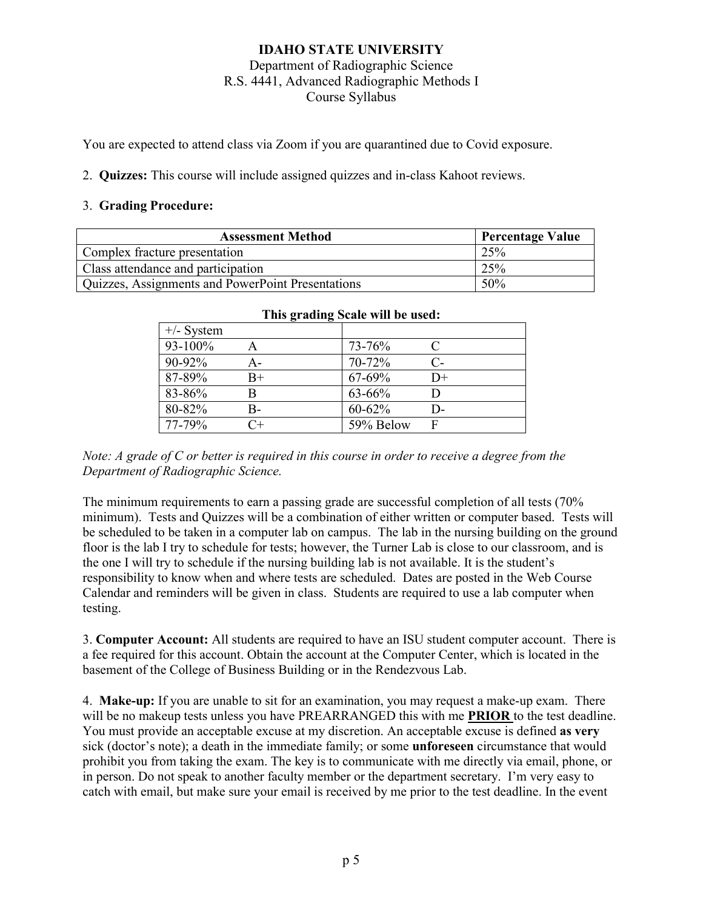**IDAHO STATE UNIVERSITY**
Department of Radiographic Science
R.S. 4441, Advanced Radiographic Methods I
Course Syllabus

You are expected to attend class via Zoom if you are quarantined due to Covid exposure.

2. **Quizzes:** This course will include assigned quizzes and in-class Kahoot reviews.

3. **Grading Procedure:**

| Assessment Method | Percentage Value |
|---|---|
| Complex fracture presentation | 25% |
| Class attendance and participation | 25% |
| Quizzes, Assignments and PowerPoint Presentations | 50% |

**This grading Scale will be used:**

| +/- System | | | |
|---|---|---|---|
| 93-100% | A | 73-76% | C |
| 90-92% | A- | 70-72% | C- |
| 87-89% | B+ | 67-69% | D+ |
| 83-86% | B | 63-66% | D |
| 80-82% | B- | 60-62% | D- |
| 77-79% | C+ | 59% Below | F |

*Note: A grade of C or better is required in this course in order to receive a degree from the Department of Radiographic Science.*

The minimum requirements to earn a passing grade are successful completion of all tests (70% minimum). Tests and Quizzes will be a combination of either written or computer based. Tests will be scheduled to be taken in a computer lab on campus. The lab in the nursing building on the ground floor is the lab I try to schedule for tests; however, the Turner Lab is close to our classroom, and is the one I will try to schedule if the nursing building lab is not available. It is the student's responsibility to know when and where tests are scheduled. Dates are posted in the Web Course Calendar and reminders will be given in class. Students are required to use a lab computer when testing.

3. **Computer Account:** All students are required to have an ISU student computer account. There is a fee required for this account. Obtain the account at the Computer Center, which is located in the basement of the College of Business Building or in the Rendezvous Lab.

4. **Make-up:** If you are unable to sit for an examination, you may request a make-up exam. There will be no makeup tests unless you have PREARRANGED this with me **PRIOR** to the test deadline. You must provide an acceptable excuse at my discretion. An acceptable excuse is defined **as very** sick (doctor's note); a death in the immediate family; or some **unforeseen** circumstance that would prohibit you from taking the exam. The key is to communicate with me directly via email, phone, or in person. Do not speak to another faculty member or the department secretary. I'm very easy to catch with email, but make sure your email is received by me prior to the test deadline. In the event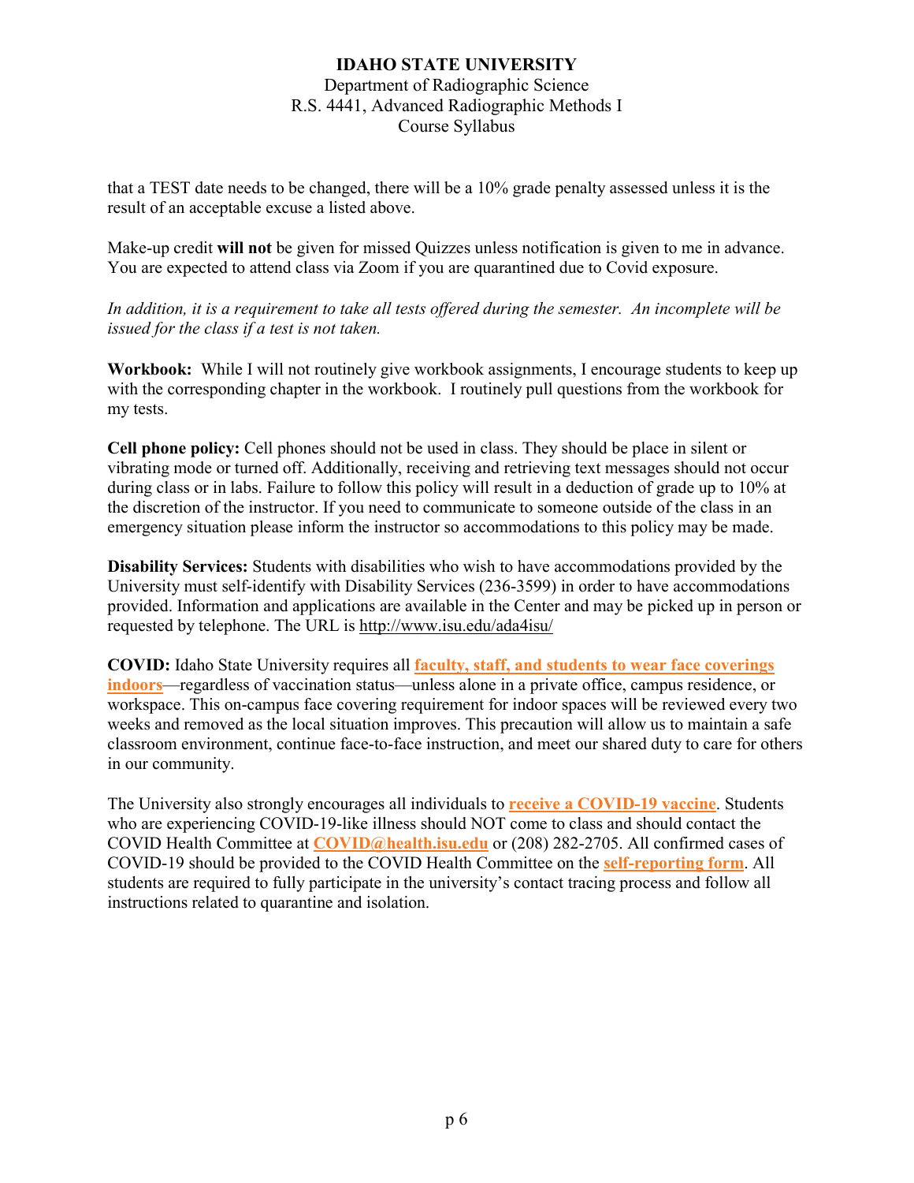that a TEST date needs to be changed, there will be a 10% grade penalty assessed unless it is the result of an acceptable excuse a listed above.

Make-up credit **will not** be given for missed Quizzes unless notification is given to me in advance. You are expected to attend class via Zoom if you are quarantined due to Covid exposure.

*In addition, it is a requirement to take all tests offered during the semester. An incomplete will be issued for the class if a test is not taken.*

**Workbook:** While I will not routinely give workbook assignments, I encourage students to keep up with the corresponding chapter in the workbook. I routinely pull questions from the workbook for my tests.

**Cell phone policy:** Cell phones should not be used in class. They should be place in silent or vibrating mode or turned off. Additionally, receiving and retrieving text messages should not occur during class or in labs. Failure to follow this policy will result in a deduction of grade up to 10% at the discretion of the instructor. If you need to communicate to someone outside of the class in an emergency situation please inform the instructor so accommodations to this policy may be made.

**Disability Services:** Students with disabilities who wish to have accommodations provided by the University must self-identify with Disability Services (236-3599) in order to have accommodations provided. Information and applications are available in the Center and may be picked up in person or requested by telephone. The URL is http://www.isu.edu/ada4isu/

**COVID:** Idaho State University requires all **faculty, staff, and students to wear face coverings indoors**—regardless of vaccination status—unless alone in a private office, campus residence, or workspace. This on-campus face covering requirement for indoor spaces will be reviewed every two weeks and removed as the local situation improves. This precaution will allow us to maintain a safe classroom environment, continue face-to-face instruction, and meet our shared duty to care for others in our community.

The University also strongly encourages all individuals to **receive a COVID-19 vaccine**. Students who are experiencing COVID-19-like illness should NOT come to class and should contact the COVID Health Committee at **COVID@health.isu.edu** or (208) 282-2705. All confirmed cases of COVID-19 should be provided to the COVID Health Committee on the **self-reporting form**. All students are required to fully participate in the university's contact tracing process and follow all instructions related to quarantine and isolation.